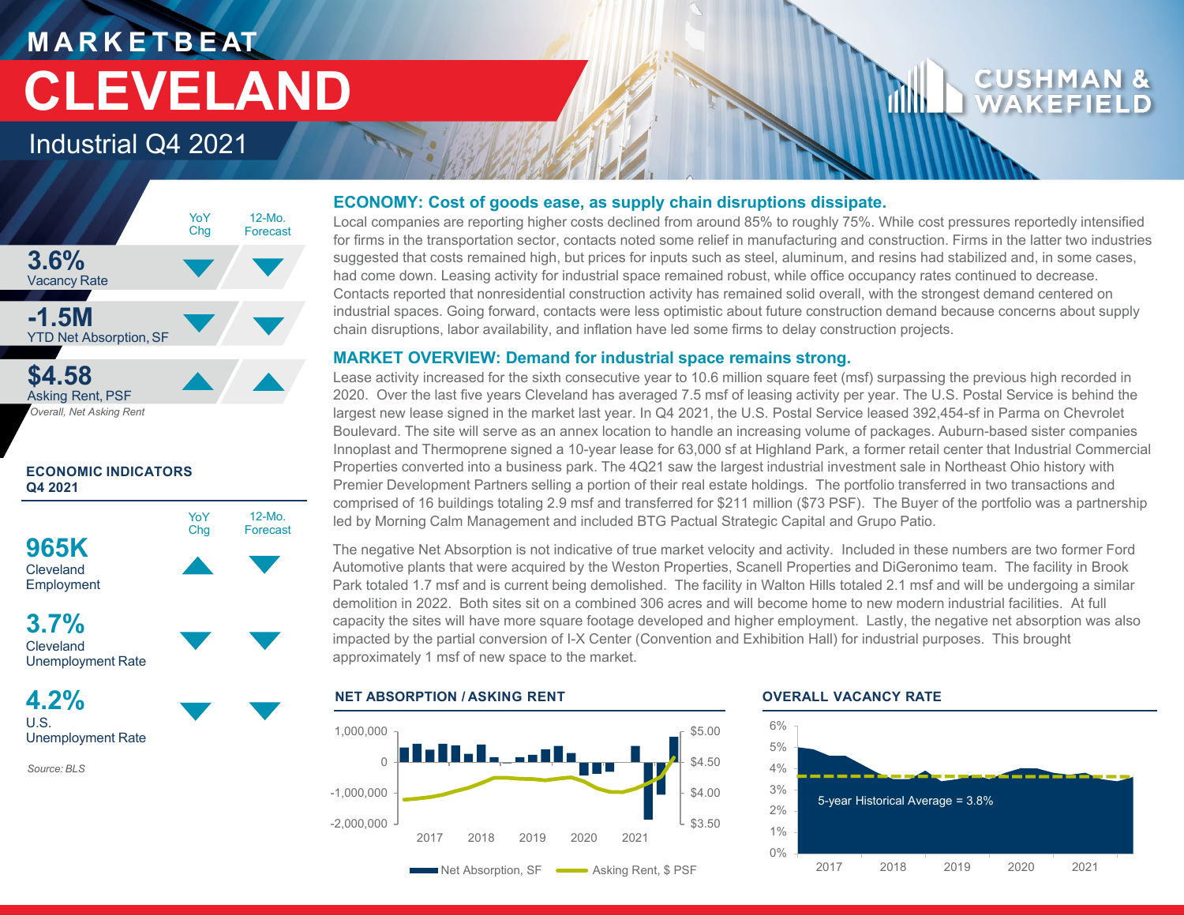# MARKETBEAT

# CLEVELAND

## Industrial Q4 2021

| | YoY Chg | 12-Mo. Forecast |
|---|---|---|
| **3.6%** Vacancy Rate | ▼ | ▼ |
| **-1.5M** YTD Net Absorption, SF | ▼ | ▼ |
| **$4.58** Asking Rent, PSF | ▲ | ▲ |

*Overall, Net Asking Rent*

### ECONOMIC INDICATORS Q4 2021

| | YoY Chg | 12-Mo. Forecast |
|---|---|---|
| **965K** Cleveland Employment | ▲ | ▼ |
| **3.7%** Cleveland Unemployment Rate | ▼ | ▼ |
| **4.2%** U.S. Unemployment Rate | ▼ | ▼ |

*Source: BLS*

### ECONOMY: Cost of goods ease, as supply chain disruptions dissipate.

Local companies are reporting higher costs declined from around 85% to roughly 75%. While cost pressures reportedly intensified for firms in the transportation sector, contacts noted some relief in manufacturing and construction. Firms in the latter two industries suggested that costs remained high, but prices for inputs such as steel, aluminum, and resins had stabilized and, in some cases, had come down. Leasing activity for industrial space remained robust, while office occupancy rates continued to decrease. Contacts reported that nonresidential construction activity has remained solid overall, with the strongest demand centered on industrial spaces. Going forward, contacts were less optimistic about future construction demand because concerns about supply chain disruptions, labor availability, and inflation have led some firms to delay construction projects.

### MARKET OVERVIEW: Demand for industrial space remains strong.

Lease activity increased for the sixth consecutive year to 10.6 million square feet (msf) surpassing the previous high recorded in 2020. Over the last five years Cleveland has averaged 7.5 msf of leasing activity per year. The U.S. Postal Service is behind the largest new lease signed in the market last year. In Q4 2021, the U.S. Postal Service leased 392,454-sf in Parma on Chevrolet Boulevard. The site will serve as an annex location to handle an increasing volume of packages. Auburn-based sister companies Innoplast and Thermoprene signed a 10-year lease for 63,000 sf at Highland Park, a former retail center that Industrial Commercial Properties converted into a business park. The 4Q21 saw the largest industrial investment sale in Northeast Ohio history with Premier Development Partners selling a portion of their real estate holdings. The portfolio transferred in two transactions and comprised of 16 buildings totaling 2.9 msf and transferred for $211 million ($73 PSF). The Buyer of the portfolio was a partnership led by Morning Calm Management and included BTG Pactual Strategic Capital and Grupo Patio.

The negative Net Absorption is not indicative of true market velocity and activity. Included in these numbers are two former Ford Automotive plants that were acquired by the Weston Properties, Scanell Properties and DiGeronimo team. The facility in Brook Park totaled 1.7 msf and is current being demolished. The facility in Walton Hills totaled 2.1 msf and will be undergoing a similar demolition in 2022. Both sites sit on a combined 306 acres and will become home to new modern industrial facilities. At full capacity the sites will have more square footage developed and higher employment. Lastly, the negative net absorption was also impacted by the partial conversion of I-X Center (Convention and Exhibition Hall) for industrial purposes. This brought approximately 1 msf of new space to the market.

#### NET ABSORPTION / ASKING RENT

Net Absorption, SF — Asking Rent, $ PSF (2017–2021)

#### OVERALL VACANCY RATE

5-year Historical Average = 3.8%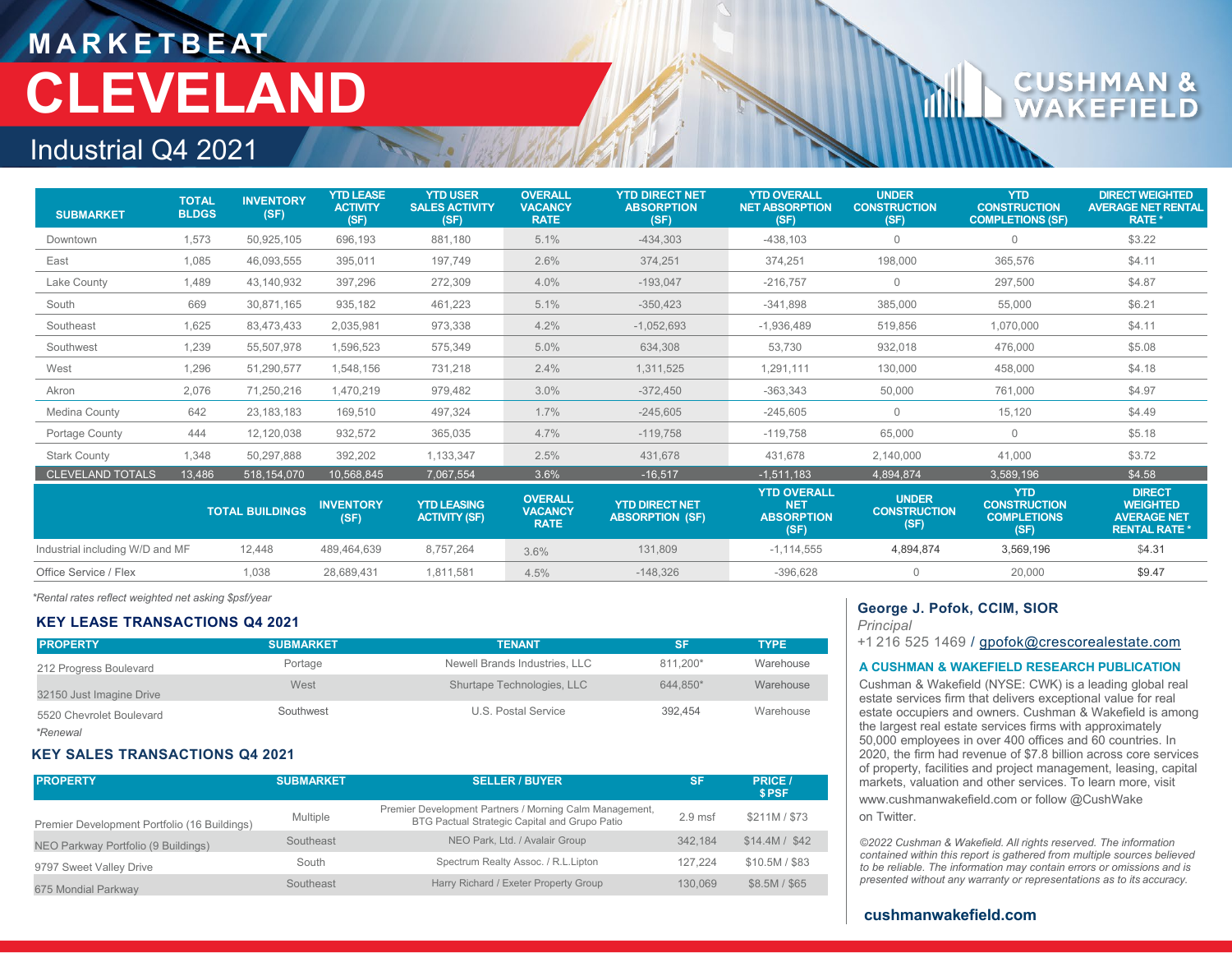# MARKETBEAT

# CLEVELAND

## Industrial Q4 2021

| SUBMARKET | TOTAL BLDGS | INVENTORY (SF) | YTD LEASE ACTIVITY (SF) | YTD USER SALES ACTIVITY (SF) | OVERALL VACANCY RATE | YTD DIRECT NET ABSORPTION (SF) | YTD OVERALL NET ABSORPTION (SF) | UNDER CONSTRUCTION (SF) | YTD CONSTRUCTION COMPLETIONS (SF) | DIRECT WEIGHTED AVERAGE NET RENTAL RATE * |
|---|---|---|---|---|---|---|---|---|---|---|
| Downtown | 1,573 | 50,925,105 | 696,193 | 881,180 | 5.1% | -434,303 | -438,103 | 0 | 0 | $3.22 |
| East | 1,085 | 46,093,555 | 395,011 | 197,749 | 2.6% | 374,251 | 374,251 | 198,000 | 365,576 | $4.11 |
| Lake County | 1,489 | 43,140,932 | 397,296 | 272,309 | 4.0% | -193,047 | -216,757 | 0 | 297,500 | $4.87 |
| South | 669 | 30,871,165 | 935,182 | 461,223 | 5.1% | -350,423 | -341,898 | 385,000 | 55,000 | $6.21 |
| Southeast | 1,625 | 83,473,433 | 2,035,981 | 973,338 | 4.2% | -1,052,693 | -1,936,489 | 519,856 | 1,070,000 | $4.11 |
| Southwest | 1,239 | 55,507,978 | 1,596,523 | 575,349 | 5.0% | 634,308 | 53,730 | 932,018 | 476,000 | $5.08 |
| West | 1,296 | 51,290,577 | 1,548,156 | 731,218 | 2.4% | 1,311,525 | 1,291,111 | 130,000 | 458,000 | $4.18 |
| Akron | 2,076 | 71,250,216 | 1,470,219 | 979,482 | 3.0% | -372,450 | -363,343 | 50,000 | 761,000 | $4.97 |
| Medina County | 642 | 23,183,183 | 169,510 | 497,324 | 1.7% | -245,605 | -245,605 | 0 | 15,120 | $4.49 |
| Portage County | 444 | 12,120,038 | 932,572 | 365,035 | 4.7% | -119,758 | -119,758 | 65,000 | 0 | $5.18 |
| Stark County | 1,348 | 50,297,888 | 392,202 | 1,133,347 | 2.5% | 431,678 | 431,678 | 2,140,000 | 41,000 | $3.72 |
| CLEVELAND TOTALS | 13,486 | 518,154,070 | 10,568,845 | 7,067,554 | 3.6% | -16,517 | -1,511,183 | 4,894,874 | 3,589,196 | $4.58 |

| | TOTAL BUILDINGS | INVENTORY (SF) | YTD LEASING ACTIVITY (SF) | OVERALL VACANCY RATE | YTD DIRECT NET ABSORPTION (SF) | YTD OVERALL NET ABSORPTION (SF) | UNDER CONSTRUCTION (SF) | YTD CONSTRUCTION COMPLETIONS (SF) | DIRECT WEIGHTED AVERAGE NET RENTAL RATE * |
|---|---|---|---|---|---|---|---|---|---|
| Industrial including W/D and MF | 12,448 | 489,464,639 | 8,757,264 | 3.6% | 131,809 | -1,114,555 | 4,894,874 | 3,569,196 | $4.31 |
| Office Service / Flex | 1,038 | 28,689,431 | 1,811,581 | 4.5% | -148,326 | -396,628 | 0 | 20,000 | $9.47 |

*Rental rates reflect weighted net asking $psf/year

### KEY LEASE TRANSACTIONS Q4 2021

| PROPERTY | SUBMARKET | TENANT | SF | TYPE |
|---|---|---|---|---|
| 212 Progress Boulevard | Portage | Newell Brands Industries, LLC | 811,200* | Warehouse |
| 32150 Just Imagine Drive | West | Shurtape Technologies, LLC | 644,850* | Warehouse |
| 5520 Chevrolet Boulevard | Southwest | U.S. Postal Service | 392,454 | Warehouse |

*Renewal

### KEY SALES TRANSACTIONS Q4 2021

| PROPERTY | SUBMARKET | SELLER / BUYER | SF | PRICE / $ PSF |
|---|---|---|---|---|
| Premier Development Portfolio (16 Buildings) | Multiple | Premier Development Partners / Morning Calm Management, BTG Pactual Strategic Capital and Grupo Patio | 2.9 msf | $211M / $73 |
| NEO Parkway Portfolio (9 Buildings) | Southeast | NEO Park, Ltd. / Avalair Group | 342,184 | $14.4M / $42 |
| 9797 Sweet Valley Drive | South | Spectrum Realty Assoc. / R.L.Lipton | 127,224 | $10.5M / $83 |
| 675 Mondial Parkway | Southeast | Harry Richard / Exeter Property Group | 130,069 | $8.5M / $65 |

**George J. Pofok, CCIM, SIOR**
*Principal*
+1 216 525 1469 / gpofok@crescorealestate.com

**A CUSHMAN & WAKEFIELD RESEARCH PUBLICATION**

Cushman & Wakefield (NYSE: CWK) is a leading global real estate services firm that delivers exceptional value for real estate occupiers and owners. Cushman & Wakefield is among the largest real estate services firms with approximately 50,000 employees in over 400 offices and 60 countries. In 2020, the firm had revenue of $7.8 billion across core services of property, facilities and project management, leasing, capital markets, valuation and other services. To learn more, visit www.cushmanwakefield.com or follow @CushWake on Twitter.

*©2022 Cushman & Wakefield. All rights reserved. The information contained within this report is gathered from multiple sources believed to be reliable. The information may contain errors or omissions and is presented without any warranty or representations as to its accuracy.*

**cushmanwakefield.com**